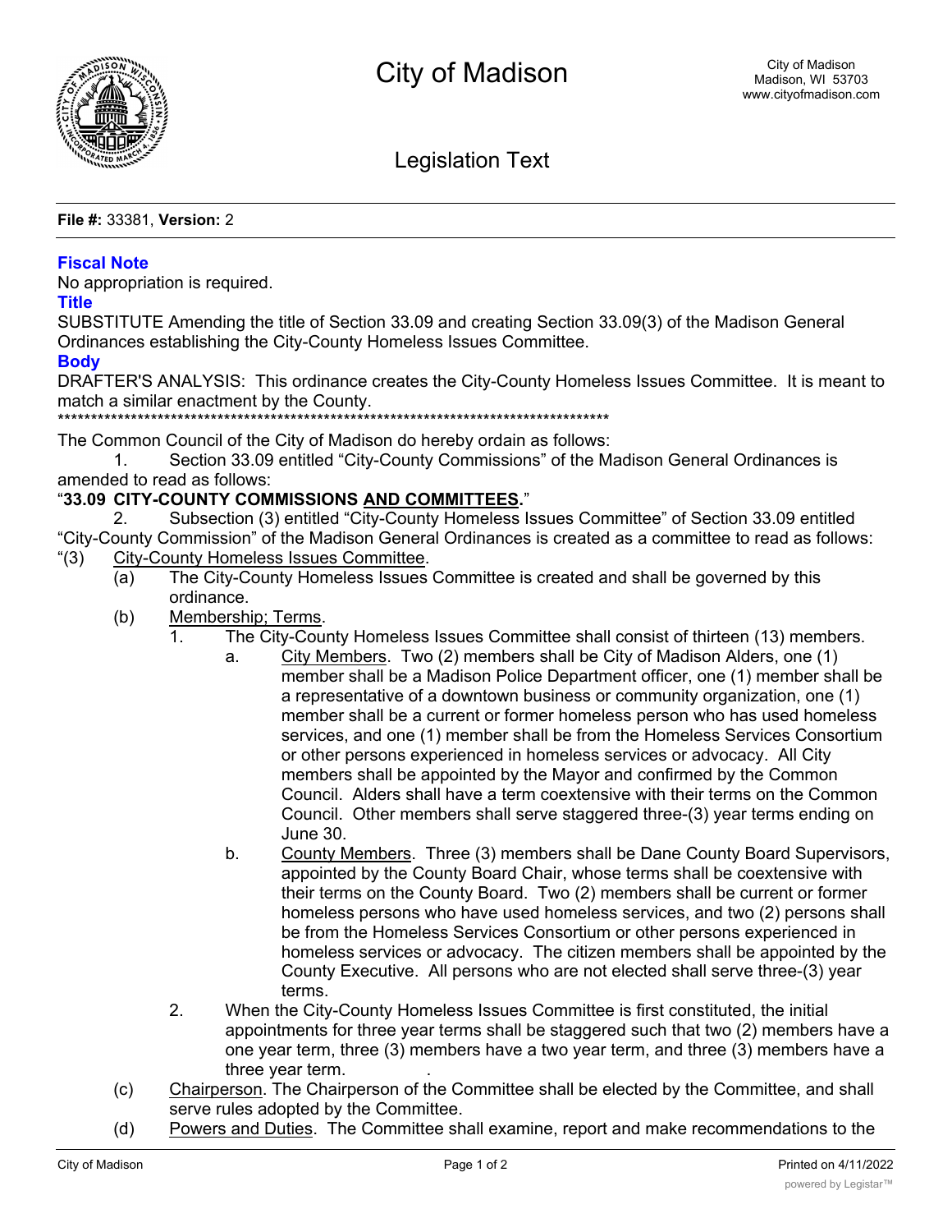City of Madison

City of Madison
Madison, WI 53703
www.cityofmadison.com

Legislation Text

**File #:** 33381, **Version:** 2

### Fiscal Note

No appropriation is required.

### Title

SUBSTITUTE Amending the title of Section 33.09 and creating Section 33.09(3) of the Madison General Ordinances establishing the City-County Homeless Issues Committee.

### Body

DRAFTER'S ANALYSIS: This ordinance creates the City-County Homeless Issues Committee. It is meant to match a similar enactment by the County.
***********************************************************************************

The Common Council of the City of Madison do hereby ordain as follows:

1. Section 33.09 entitled "City-County Commissions" of the Madison General Ordinances is amended to read as follows:

"**33.09 CITY-COUNTY COMMISSIONS <u>AND COMMITTEES</u>.**"

2. Subsection (3) entitled "City-County Homeless Issues Committee" of Section 33.09 entitled "City-County Commission" of the Madison General Ordinances is created as a committee to read as follows:

"(3) <u>City-County Homeless Issues Committee</u>.

(a) The City-County Homeless Issues Committee is created and shall be governed by this ordinance.

(b) <u>Membership; Terms</u>.

1. The City-County Homeless Issues Committee shall consist of thirteen (13) members.

a. <u>City Members</u>. Two (2) members shall be City of Madison Alders, one (1) member shall be a Madison Police Department officer, one (1) member shall be a representative of a downtown business or community organization, one (1) member shall be a current or former homeless person who has used homeless services, and one (1) member shall be from the Homeless Services Consortium or other persons experienced in homeless services or advocacy. All City members shall be appointed by the Mayor and confirmed by the Common Council. Alders shall have a term coextensive with their terms on the Common Council. Other members shall serve staggered three-(3) year terms ending on June 30.

b. <u>County Members</u>. Three (3) members shall be Dane County Board Supervisors, appointed by the County Board Chair, whose terms shall be coextensive with their terms on the County Board. Two (2) members shall be current or former homeless persons who have used homeless services, and two (2) persons shall be from the Homeless Services Consortium or other persons experienced in homeless services or advocacy. The citizen members shall be appointed by the County Executive. All persons who are not elected shall serve three-(3) year terms.

2. When the City-County Homeless Issues Committee is first constituted, the initial appointments for three year terms shall be staggered such that two (2) members have a one year term, three (3) members have a two year term, and three (3) members have a three year term. .

(c) <u>Chairperson</u>. The Chairperson of the Committee shall be elected by the Committee, and shall serve rules adopted by the Committee.

(d) <u>Powers and Duties</u>. The Committee shall examine, report and make recommendations to the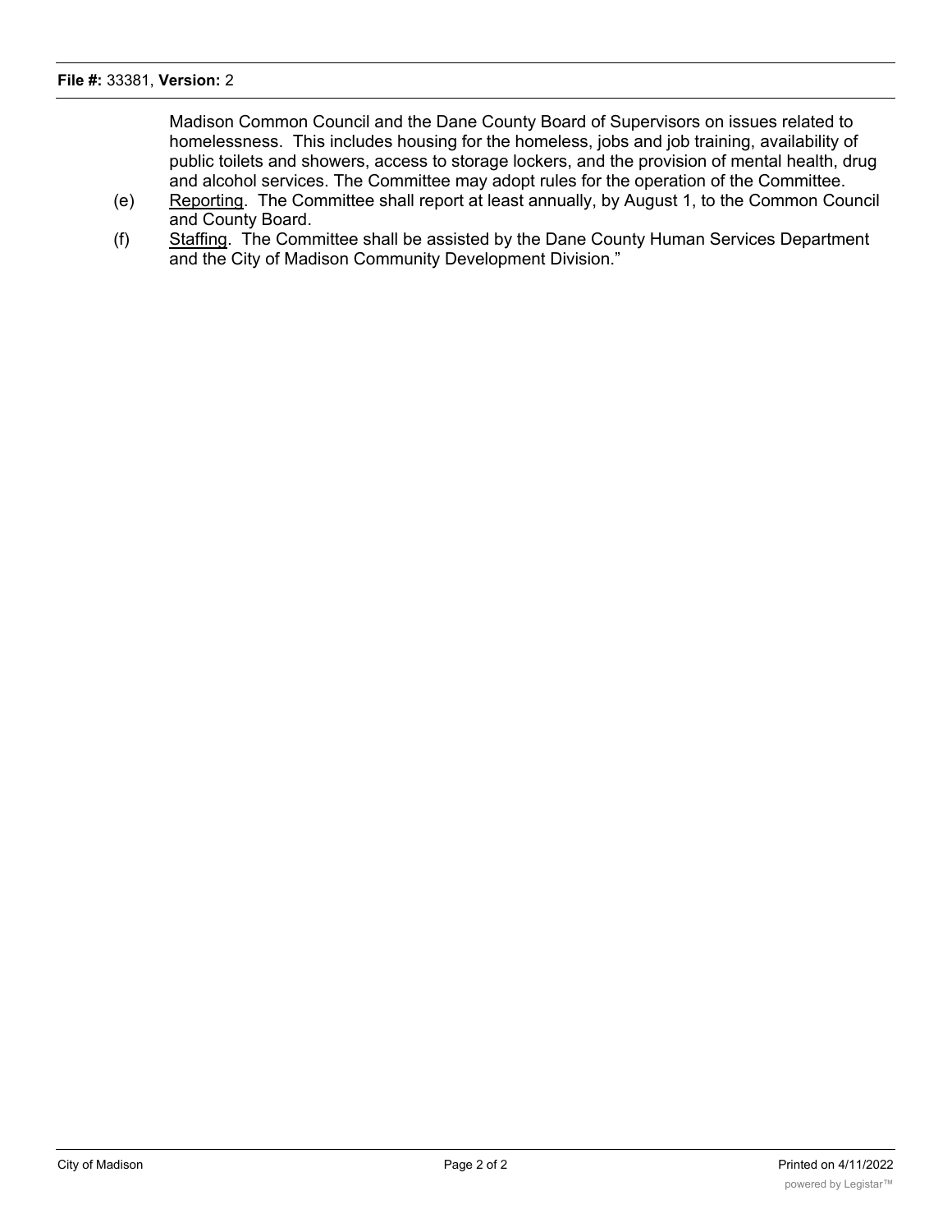Madison Common Council and the Dane County Board of Supervisors on issues related to homelessness. This includes housing for the homeless, jobs and job training, availability of public toilets and showers, access to storage lockers, and the provision of mental health, drug and alcohol services. The Committee may adopt rules for the operation of the Committee.

(e) Reporting. The Committee shall report at least annually, by August 1, to the Common Council and County Board.

(f) Staffing. The Committee shall be assisted by the Dane County Human Services Department and the City of Madison Community Development Division."